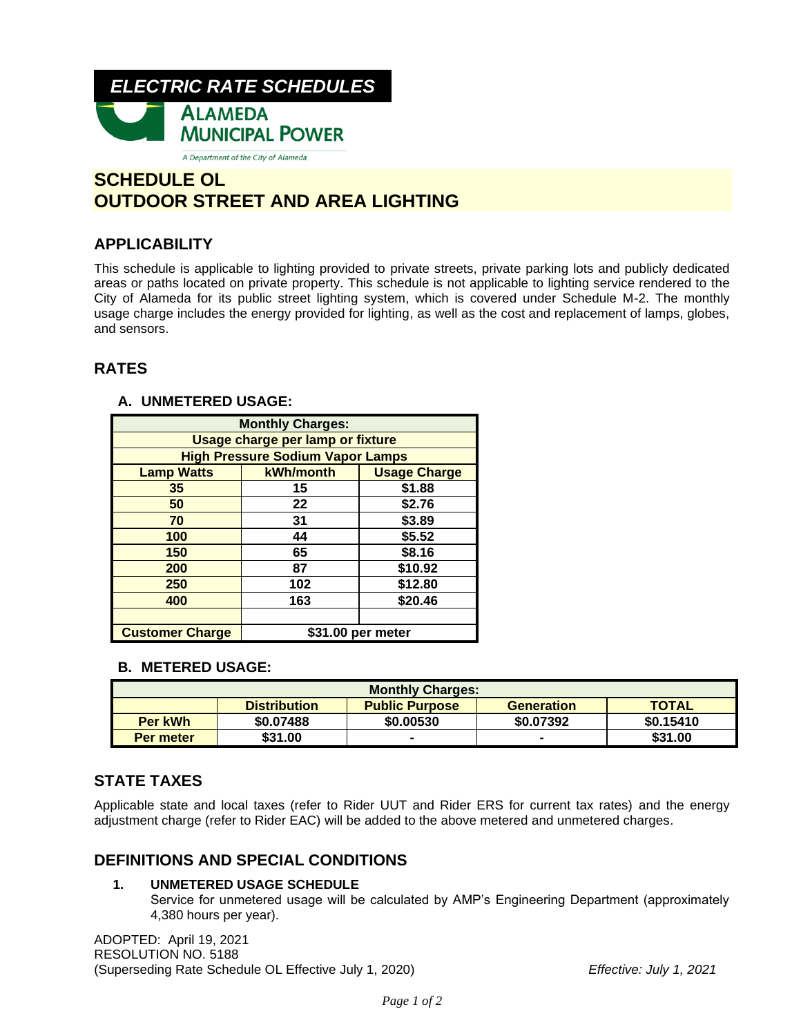*ELECTRIC RATE SCHEDULES*

**ALAMEDA MUNICIPAL POWER**

A Department of the City of Alameda

# SCHEDULE OL
# OUTDOOR STREET AND AREA LIGHTING

## APPLICABILITY

This schedule is applicable to lighting provided to private streets, private parking lots and publicly dedicated areas or paths located on private property. This schedule is not applicable to lighting service rendered to the City of Alameda for its public street lighting system, which is covered under Schedule M-2. The monthly usage charge includes the energy provided for lighting, as well as the cost and replacement of lamps, globes, and sensors.

## RATES

### A. UNMETERED USAGE:

| Monthly Charges: | | |
|---|---|---|
| Usage charge per lamp or fixture | | |
| High Pressure Sodium Vapor Lamps | | |
| **Lamp Watts** | **kWh/month** | **Usage Charge** |
| 35 | 15 | $1.88 |
| 50 | 22 | $2.76 |
| 70 | 31 | $3.89 |
| 100 | 44 | $5.52 |
| 150 | 65 | $8.16 |
| 200 | 87 | $10.92 |
| 250 | 102 | $12.80 |
| 400 | 163 | $20.46 |
| | | |
| **Customer Charge** | $31.00 per meter | |

### B. METERED USAGE:

| Monthly Charges: | | | | |
|---|---|---|---|---|
| | **Distribution** | **Public Purpose** | **Generation** | **TOTAL** |
| **Per kWh** | $0.07488 | $0.00530 | $0.07392 | $0.15410 |
| **Per meter** | $31.00 | - | - | $31.00 |

## STATE TAXES

Applicable state and local taxes (refer to Rider UUT and Rider ERS for current tax rates) and the energy adjustment charge (refer to Rider EAC) will be added to the above metered and unmetered charges.

## DEFINITIONS AND SPECIAL CONDITIONS

1. **UNMETERED USAGE SCHEDULE**
   Service for unmetered usage will be calculated by AMP's Engineering Department (approximately 4,380 hours per year).

ADOPTED: April 19, 2021
RESOLUTION NO. 5188
(Superseding Rate Schedule OL Effective July 1, 2020) *Effective: July 1, 2021*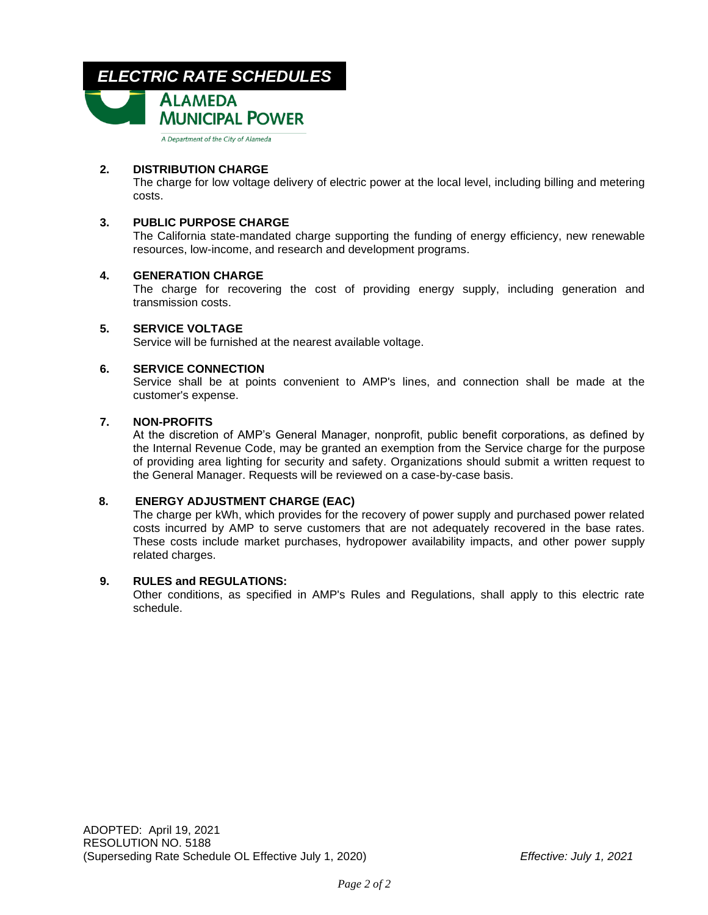**2. DISTRIBUTION CHARGE**

The charge for low voltage delivery of electric power at the local level, including billing and metering costs.

**3. PUBLIC PURPOSE CHARGE**

The California state-mandated charge supporting the funding of energy efficiency, new renewable resources, low-income, and research and development programs.

**4. GENERATION CHARGE**

The charge for recovering the cost of providing energy supply, including generation and transmission costs.

**5. SERVICE VOLTAGE**

Service will be furnished at the nearest available voltage.

**6. SERVICE CONNECTION**

Service shall be at points convenient to AMP's lines, and connection shall be made at the customer's expense.

**7. NON-PROFITS**

At the discretion of AMP's General Manager, nonprofit, public benefit corporations, as defined by the Internal Revenue Code, may be granted an exemption from the Service charge for the purpose of providing area lighting for security and safety. Organizations should submit a written request to the General Manager. Requests will be reviewed on a case-by-case basis.

**8. ENERGY ADJUSTMENT CHARGE (EAC)**

The charge per kWh, which provides for the recovery of power supply and purchased power related costs incurred by AMP to serve customers that are not adequately recovered in the base rates. These costs include market purchases, hydropower availability impacts, and other power supply related charges.

**9. RULES and REGULATIONS:**

Other conditions, as specified in AMP's Rules and Regulations, shall apply to this electric rate schedule.

ADOPTED: April 19, 2021
RESOLUTION NO. 5188
(Superseding Rate Schedule OL Effective July 1, 2020) *Effective: July 1, 2021*